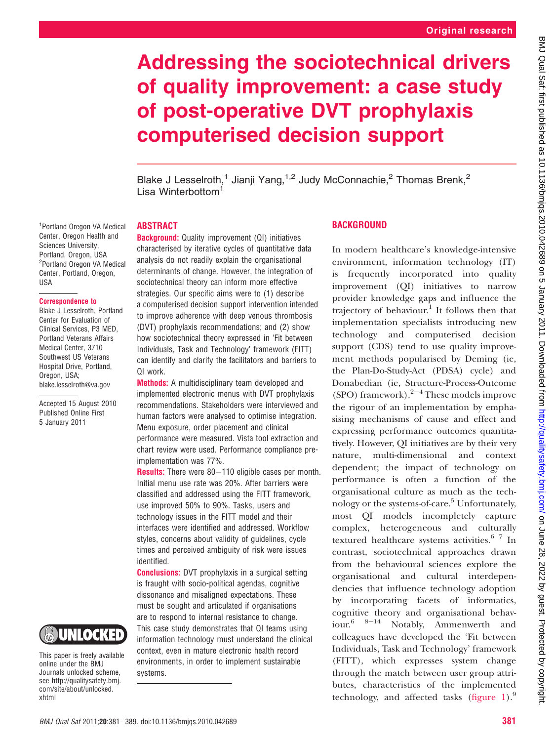Original research

# Addressing the sociotechnical drivers of quality improvement: a case study of post-operative DVT prophylaxis computerised decision support

Blake J Lesselroth,[1] Jianji Yang,[1,2] Judy McConnachie,[2] Thomas Brenk,[2] Lisa Winterbottom[1]

[1]Portland Oregon VA Medical Center, Oregon Health and Sciences University, Portland, Oregon, USA
[2]Portland Oregon VA Medical Center, Portland, Oregon, USA

**Correspondence to**
Blake J Lesselroth, Portland Center for Evaluation of Clinical Services, P3 MED, Portland Veterans Affairs Medical Center, 3710 Southwest US Veterans Hospital Drive, Portland, Oregon, USA; blake.lesselroth@va.gov

Accepted 15 August 2010
Published Online First 5 January 2011

## ABSTRACT

**Background:** Quality improvement (QI) initiatives characterised by iterative cycles of quantitative data analysis do not readily explain the organisational determinants of change. However, the integration of sociotechnical theory can inform more effective strategies. Our specific aims were to (1) describe a computerised decision support intervention intended to improve adherence with deep venous thrombosis (DVT) prophylaxis recommendations; and (2) show how sociotechnical theory expressed in 'Fit between Individuals, Task and Technology' framework (FITT) can identify and clarify the facilitators and barriers to QI work.

**Methods:** A multidisciplinary team developed and implemented electronic menus with DVT prophylaxis recommendations. Stakeholders were interviewed and human factors were analysed to optimise integration. Menu exposure, order placement and clinical performance were measured. Vista tool extraction and chart review were used. Performance compliance pre-implementation was 77%.

**Results:** There were 80−110 eligible cases per month. Initial menu use rate was 20%. After barriers were classified and addressed using the FITT framework, use improved 50% to 90%. Tasks, users and technology issues in the FITT model and their interfaces were identified and addressed. Workflow styles, concerns about validity of guidelines, cycle times and perceived ambiguity of risk were issues identified.

**Conclusions:** DVT prophylaxis in a surgical setting is fraught with socio-political agendas, cognitive dissonance and misaligned expectations. These must be sought and articulated if organisations are to respond to internal resistance to change. This case study demonstrates that QI teams using information technology must understand the clinical context, even in mature electronic health record environments, in order to implement sustainable systems.

This paper is freely available online under the BMJ Journals unlocked scheme, see http://qualitysafety.bmj.com/site/about/unlocked.xhtml

## BACKGROUND

In modern healthcare's knowledge-intensive environment, information technology (IT) is frequently incorporated into quality improvement (QI) initiatives to narrow provider knowledge gaps and influence the trajectory of behaviour.[1] It follows then that implementation specialists introducing new technology and computerised decision support (CDS) tend to use quality improvement methods popularised by Deming (ie, the Plan-Do-Study-Act (PDSA) cycle) and Donabedian (ie, Structure-Process-Outcome (SPO) framework).[2−4] These models improve the rigour of an implementation by emphasising mechanisms of cause and effect and expressing performance outcomes quantitatively. However, QI initiatives are by their very nature, multi-dimensional and context dependent; the impact of technology on performance is often a function of the organisational culture as much as the technology or the systems-of-care.[5] Unfortunately, most QI models incompletely capture complex, heterogeneous and culturally textured healthcare systems activities.[6 7] In contrast, sociotechnical approaches drawn from the behavioural sciences explore the organisational and cultural interdependencies that influence technology adoption by incorporating facets of informatics, cognitive theory and organisational behaviour.[6 8−14] Notably, Ammenwerth and colleagues have developed the 'Fit between Individuals, Task and Technology' framework (FITT), which expresses system change through the match between user group attributes, characteristics of the implemented technology, and affected tasks (figure 1).[9]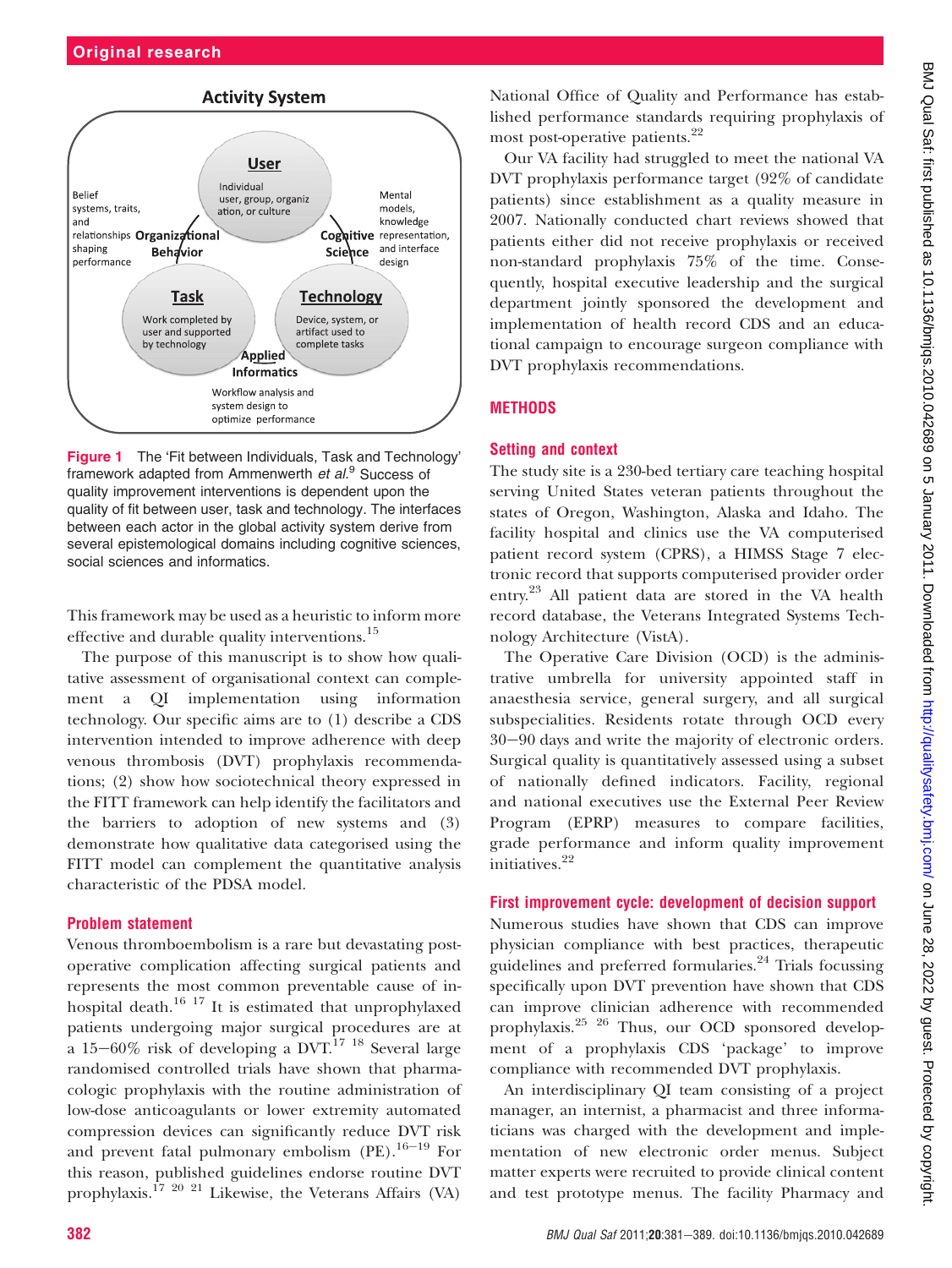Figure 1 The 'Fit between Individuals, Task and Technology' framework adapted from Ammenwerth *et al*.[9] Success of quality improvement interventions is dependent upon the quality of fit between user, task and technology. The interfaces between each actor in the global activity system derive from several epistemological domains including cognitive sciences, social sciences and informatics.

This framework may be used as a heuristic to inform more effective and durable quality interventions.[15]

The purpose of this manuscript is to show how qualitative assessment of organisational context can complement a QI implementation using information technology. Our specific aims are to (1) describe a CDS intervention intended to improve adherence with deep venous thrombosis (DVT) prophylaxis recommendations; (2) show how sociotechnical theory expressed in the FITT framework can help identify the facilitators and the barriers to adoption of new systems and (3) demonstrate how qualitative data categorised using the FITT model can complement the quantitative analysis characteristic of the PDSA model.

### Problem statement

Venous thromboembolism is a rare but devastating postoperative complication affecting surgical patients and represents the most common preventable cause of in-hospital death.[16 17] It is estimated that unprophylaxed patients undergoing major surgical procedures are at a 15–60% risk of developing a DVT.[17 18] Several large randomised controlled trials have shown that pharmacologic prophylaxis with the routine administration of low-dose anticoagulants or lower extremity automated compression devices can significantly reduce DVT risk and prevent fatal pulmonary embolism (PE).[16–19] For this reason, published guidelines endorse routine DVT prophylaxis.[17 20 21] Likewise, the Veterans Affairs (VA) National Office of Quality and Performance has established performance standards requiring prophylaxis of most post-operative patients.[22]

Our VA facility had struggled to meet the national VA DVT prophylaxis performance target (92% of candidate patients) since establishment as a quality measure in 2007. Nationally conducted chart reviews showed that patients either did not receive prophylaxis or received non-standard prophylaxis 75% of the time. Consequently, hospital executive leadership and the surgical department jointly sponsored the development and implementation of health record CDS and an educational campaign to encourage surgeon compliance with DVT prophylaxis recommendations.

## METHODS

### Setting and context

The study site is a 230-bed tertiary care teaching hospital serving United States veteran patients throughout the states of Oregon, Washington, Alaska and Idaho. The facility hospital and clinics use the VA computerised patient record system (CPRS), a HIMSS Stage 7 electronic record that supports computerised provider order entry.[23] All patient data are stored in the VA health record database, the Veterans Integrated Systems Technology Architecture (VistA).

The Operative Care Division (OCD) is the administrative umbrella for university appointed staff in anaesthesia service, general surgery, and all surgical subspecialities. Residents rotate through OCD every 30–90 days and write the majority of electronic orders. Surgical quality is quantitatively assessed using a subset of nationally defined indicators. Facility, regional and national executives use the External Peer Review Program (EPRP) measures to compare facilities, grade performance and inform quality improvement initiatives.[22]

### First improvement cycle: development of decision support

Numerous studies have shown that CDS can improve physician compliance with best practices, therapeutic guidelines and preferred formularies.[24] Trials focussing specifically upon DVT prevention have shown that CDS can improve clinician adherence with recommended prophylaxis.[25 26] Thus, our OCD sponsored development of a prophylaxis CDS 'package' to improve compliance with recommended DVT prophylaxis.

An interdisciplinary QI team consisting of a project manager, an internist, a pharmacist and three informaticians was charged with the development and implementation of new electronic order menus. Subject matter experts were recruited to provide clinical content and test prototype menus. The facility Pharmacy and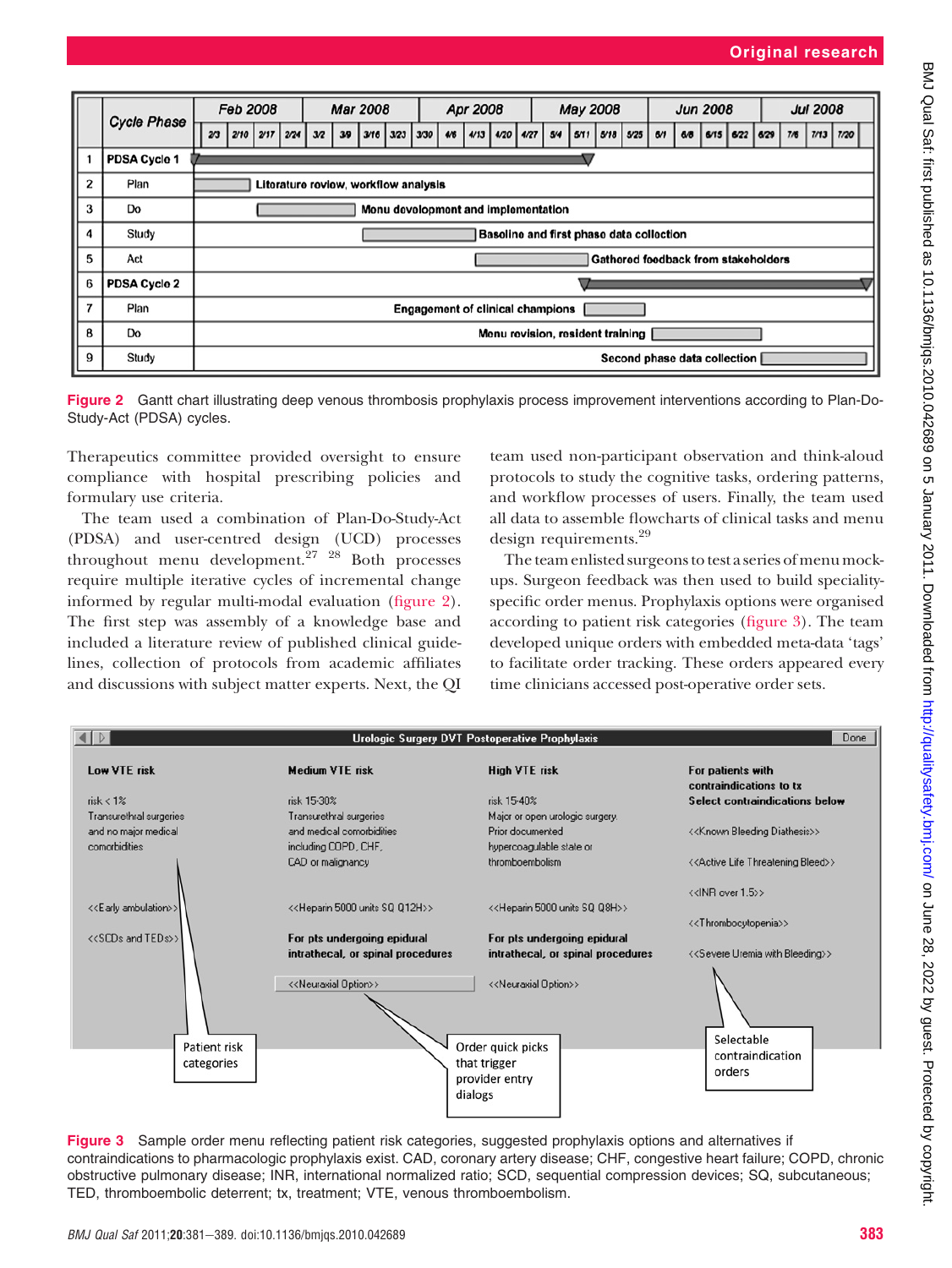| | Cycle Phase | Feb 2008 – Jul 2008 |
|---|---|---|
| 1 | PDSA Cycle 1 | |
| 2 | Plan | Literature review, workflow analysis |
| 3 | Do | Menu development and implementation |
| 4 | Study | Baseline and first phase data collection |
| 5 | Act | Gathered feedback from stakeholders |
| 6 | PDSA Cycle 2 | |
| 7 | Plan | Engagement of clinical champions |
| 8 | Do | Menu revision, resident training |
| 9 | Study | Second phase data collection |

**Figure 2** Gantt chart illustrating deep venous thrombosis prophylaxis process improvement interventions according to Plan-Do-Study-Act (PDSA) cycles.

Therapeutics committee provided oversight to ensure compliance with hospital prescribing policies and formulary use criteria.

The team used a combination of Plan-Do-Study-Act (PDSA) and user-centred design (UCD) processes throughout menu development.[27] [28] Both processes require multiple iterative cycles of incremental change informed by regular multi-modal evaluation (figure 2). The first step was assembly of a knowledge base and included a literature review of published clinical guidelines, collection of protocols from academic affiliates and discussions with subject matter experts. Next, the QI team used non-participant observation and think-aloud protocols to study the cognitive tasks, ordering patterns, and workflow processes of users. Finally, the team used all data to assemble flowcharts of clinical tasks and menu design requirements.[29]

The team enlisted surgeons to test a series of menu mock-ups. Surgeon feedback was then used to build speciality-specific order menus. Prophylaxis options were organised according to patient risk categories (figure 3). The team developed unique orders with embedded meta-data 'tags' to facilitate order tracking. These orders appeared every time clinicians accessed post-operative order sets.

**Urologic Surgery DVT Postoperative Prophylaxis**

| Low VTE risk | Medium VTE risk | High VTE risk | For patients with contraindications to tx Select contraindications below |
|---|---|---|---|
| risk < 1% Transurethral surgeries and no major medical comorbidities | risk 15-30% Transurethral surgeries and medical comorbidities including COPD, CHF, CAD or malignancy | risk 15-40% Major or open urologic surgery. Prior documented hypercoagulable state or thromboembolism | <<Known Bleeding Diathesis>> |
| | | | <<Active Life Threatening Bleed>> |
| | | | <<INR over 1.5>> |
| <<Early ambulation>> | <<Heparin 5000 units SQ Q12H>> | <<Heparin 5000 units SQ Q8H>> | <<Thrombocytopenia>> |
| <<SCDs and TEDs>> | For pts undergoing epidural intrathecal, or spinal procedures | For pts undergoing epidural intrathecal, or spinal procedures | <<Severe Uremia with Bleeding>> |
| | <<Neuraxial Option>> | <<Neuraxial Option>> | |

Callouts: Patient risk categories; Order quick picks that trigger provider entry dialogs; Selectable contraindication orders

**Figure 3** Sample order menu reflecting patient risk categories, suggested prophylaxis options and alternatives if contraindications to pharmacologic prophylaxis exist. CAD, coronary artery disease; CHF, congestive heart failure; COPD, chronic obstructive pulmonary disease; INR, international normalized ratio; SCD, sequential compression devices; SQ, subcutaneous; TED, thromboembolic deterrent; tx, treatment; VTE, venous thromboembolism.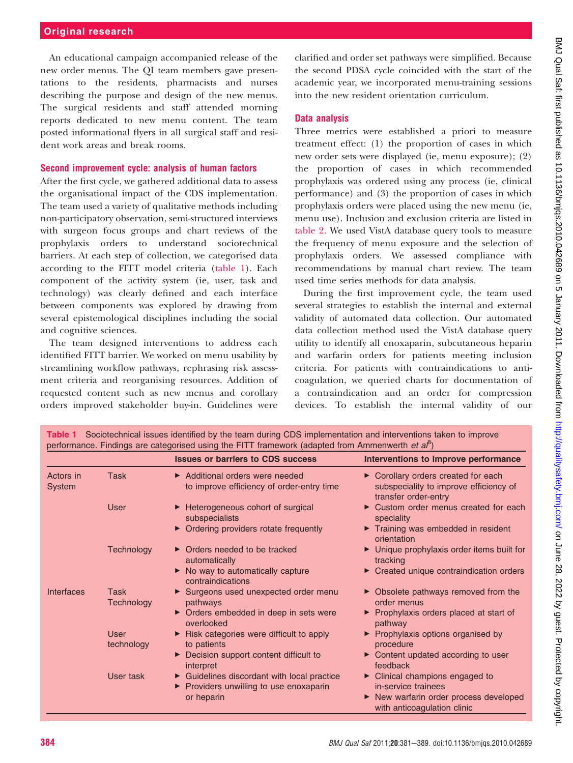An educational campaign accompanied release of the new order menus. The QI team members gave presentations to the residents, pharmacists and nurses describing the purpose and design of the new menus. The surgical residents and staff attended morning reports dedicated to new menu content. The team posted informational flyers in all surgical staff and resident work areas and break rooms.

### Second improvement cycle: analysis of human factors

After the first cycle, we gathered additional data to assess the organisational impact of the CDS implementation. The team used a variety of qualitative methods including non-participatory observation, semi-structured interviews with surgeon focus groups and chart reviews of the prophylaxis orders to understand sociotechnical barriers. At each step of collection, we categorised data according to the FITT model criteria (table 1). Each component of the activity system (ie, user, task and technology) was clearly defined and each interface between components was explored by drawing from several epistemological disciplines including the social and cognitive sciences.

The team designed interventions to address each identified FITT barrier. We worked on menu usability by streamlining workflow pathways, rephrasing risk assessment criteria and reorganising resources. Addition of requested content such as new menus and corollary orders improved stakeholder buy-in. Guidelines were clarified and order set pathways were simplified. Because the second PDSA cycle coincided with the start of the academic year, we incorporated menu-training sessions into the new resident orientation curriculum.

### Data analysis

Three metrics were established a priori to measure treatment effect: (1) the proportion of cases in which new order sets were displayed (ie, menu exposure); (2) the proportion of cases in which recommended prophylaxis was ordered using any process (ie, clinical performance) and (3) the proportion of cases in which prophylaxis orders were placed using the new menu (ie, menu use). Inclusion and exclusion criteria are listed in table 2. We used VistA database query tools to measure the frequency of menu exposure and the selection of prophylaxis orders. We assessed compliance with recommendations by manual chart review. The team used time series methods for data analysis.

During the first improvement cycle, the team used several strategies to establish the internal and external validity of automated data collection. Our automated data collection method used the VistA database query utility to identify all enoxaparin, subcutaneous heparin and warfarin orders for patients meeting inclusion criteria. For patients with contraindications to anticoagulation, we queried charts for documentation of a contraindication and an order for compression devices. To establish the internal validity of our

**Table 1** Sociotechnical issues identified by the team during CDS implementation and interventions taken to improve performance. Findings are categorised using the FITT framework (adapted from Ammenwerth *et al*[8])

| | | Issues or barriers to CDS success | Interventions to improve performance |
|---|---|---|---|
| Actors in System | Task | ► Additional orders were needed to improve efficiency of order-entry time | ► Corollary orders created for each subspeciality to improve efficiency of transfer order-entry |
| | User | ► Heterogeneous cohort of surgical subspecialists<br>► Ordering providers rotate frequently | ► Custom order menus created for each speciality<br>► Training was embedded in resident orientation |
| | Technology | ► Orders needed to be tracked automatically<br>► No way to automatically capture contraindications | ► Unique prophylaxis order items built for tracking<br>► Created unique contraindication orders |
| Interfaces | Task Technology | ► Surgeons used unexpected order menu pathways<br>► Orders embedded in deep in sets were overlooked | ► Obsolete pathways removed from the order menus<br>► Prophylaxis orders placed at start of pathway |
| | User technology | ► Risk categories were difficult to apply to patients<br>► Decision support content difficult to interpret | ► Prophylaxis options organised by procedure<br>► Content updated according to user feedback |
| | User task | ► Guidelines discordant with local practice<br>► Providers unwilling to use enoxaparin or heparin | ► Clinical champions engaged to in-service trainees<br>► New warfarin order process developed with anticoagulation clinic |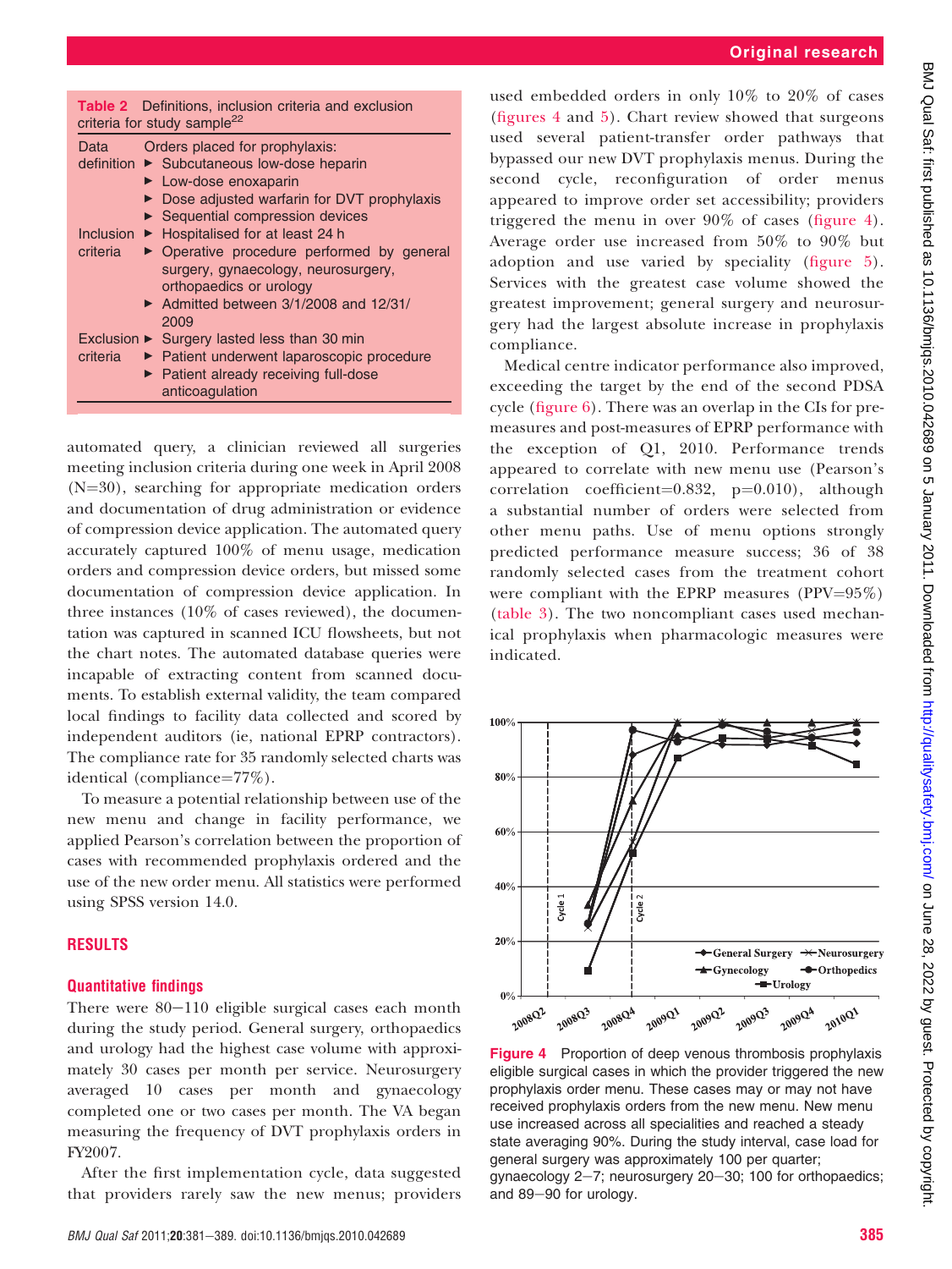**Table 2** Definitions, inclusion criteria and exclusion criteria for study sample[22]

| | |
|---|---|
| Data definition | Orders placed for prophylaxis:<br>► Subcutaneous low-dose heparin<br>► Low-dose enoxaparin<br>► Dose adjusted warfarin for DVT prophylaxis<br>► Sequential compression devices |
| Inclusion criteria | ► Hospitalised for at least 24 h<br>► Operative procedure performed by general surgery, gynaecology, neurosurgery, orthopaedics or urology<br>► Admitted between 3/1/2008 and 12/31/2009 |
| Exclusion criteria | ► Surgery lasted less than 30 min<br>► Patient underwent laparoscopic procedure<br>► Patient already receiving full-dose anticoagulation |

automated query, a clinician reviewed all surgeries meeting inclusion criteria during one week in April 2008 (N=30), searching for appropriate medication orders and documentation of drug administration or evidence of compression device application. The automated query accurately captured 100% of menu usage, medication orders and compression device orders, but missed some documentation of compression device application. In three instances (10% of cases reviewed), the documentation was captured in scanned ICU flowsheets, but not the chart notes. The automated database queries were incapable of extracting content from scanned documents. To establish external validity, the team compared local findings to facility data collected and scored by independent auditors (ie, national EPRP contractors). The compliance rate for 35 randomly selected charts was identical (compliance=77%).

To measure a potential relationship between use of the new menu and change in facility performance, we applied Pearson's correlation between the proportion of cases with recommended prophylaxis ordered and the use of the new order menu. All statistics were performed using SPSS version 14.0.

## RESULTS

### Quantitative findings

There were 80–110 eligible surgical cases each month during the study period. General surgery, orthopaedics and urology had the highest case volume with approximately 30 cases per month per service. Neurosurgery averaged 10 cases per month and gynaecology completed one or two cases per month. The VA began measuring the frequency of DVT prophylaxis orders in FY2007.

After the first implementation cycle, data suggested that providers rarely saw the new menus; providers used embedded orders in only 10% to 20% of cases (figures 4 and 5). Chart review showed that surgeons used several patient-transfer order pathways that bypassed our new DVT prophylaxis menus. During the second cycle, reconfiguration of order menus appeared to improve order set accessibility; providers triggered the menu in over 90% of cases (figure 4). Average order use increased from 50% to 90% but adoption and use varied by speciality (figure 5). Services with the greatest case volume showed the greatest improvement; general surgery and neurosurgery had the largest absolute increase in prophylaxis compliance.

Medical centre indicator performance also improved, exceeding the target by the end of the second PDSA cycle (figure 6). There was an overlap in the CIs for pre-measures and post-measures of EPRP performance with the exception of Q1, 2010. Performance trends appeared to correlate with new menu use (Pearson's correlation coefficient=0.832, p=0.010), although a substantial number of orders were selected from other menu paths. Use of menu options strongly predicted performance measure success; 36 of 38 randomly selected cases from the treatment cohort were compliant with the EPRP measures (PPV=95%) (table 3). The two noncompliant cases used mechanical prophylaxis when pharmacologic measures were indicated.

**Figure 4** Proportion of deep venous thrombosis prophylaxis eligible surgical cases in which the provider triggered the new prophylaxis order menu. These cases may or may not have received prophylaxis orders from the new menu. New menu use increased across all specialities and reached a steady state averaging 90%. During the study interval, case load for general surgery was approximately 100 per quarter; gynaecology 2–7; neurosurgery 20–30; 100 for orthopaedics; and 89–90 for urology.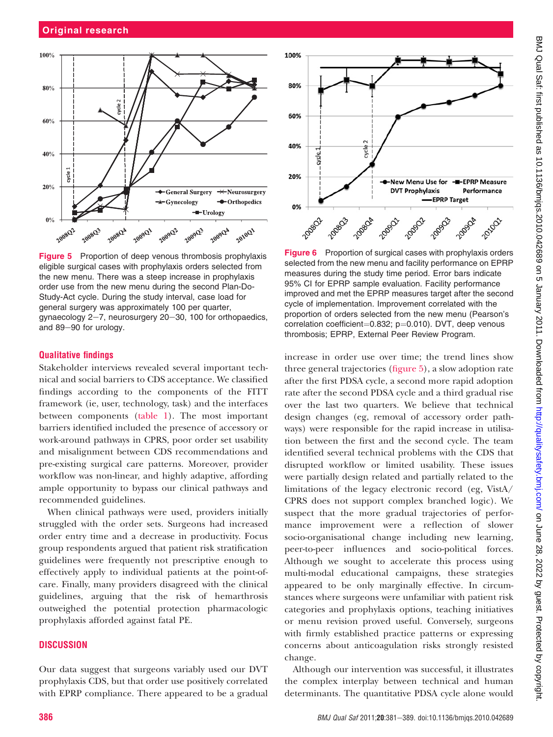100%
80%
60%
40%
20%
0%
cycle 1
cycle 2
2008Q2 2008Q3 2008Q4 2009Q1 2009Q2 2009Q3 2009Q4 2010Q1
General Surgery
Neurosurgery
Gynecology
Orthopedics
Urology

**Figure 5** Proportion of deep venous thrombosis prophylaxis eligible surgical cases with prophylaxis orders selected from the new menu. There was a steep increase in prophylaxis order use from the new menu during the second Plan-Do-Study-Act cycle. During the study interval, case load for general surgery was approximately 100 per quarter, gynaecology 2–7, neurosurgery 20–30, 100 for orthopaedics, and 89–90 for urology.

100%
80%
60%
40%
20%
0%
cycle 1
cycle 2
2008Q2 2008Q3 2008Q4 2009Q1 2009Q2 2009Q3 2009Q4 2010Q1
New Menu Use for DVT Prophylaxis
EPRP Measure Performance
EPRP Target

**Figure 6** Proportion of surgical cases with prophylaxis orders selected from the new menu and facility performance on EPRP measures during the study time period. Error bars indicate 95% CI for EPRP sample evaluation. Facility performance improved and met the EPRP measures target after the second cycle of implementation. Improvement correlated with the proportion of orders selected from the new menu (Pearson's correlation coefficient=0.832; p=0.010). DVT, deep venous thrombosis; EPRP, External Peer Review Program.

## Qualitative findings

Stakeholder interviews revealed several important technical and social barriers to CDS acceptance. We classified findings according to the components of the FITT framework (ie, user, technology, task) and the interfaces between components (table 1). The most important barriers identified included the presence of accessory or work-around pathways in CPRS, poor order set usability and misalignment between CDS recommendations and pre-existing surgical care patterns. Moreover, provider workflow was non-linear, and highly adaptive, affording ample opportunity to bypass our clinical pathways and recommended guidelines.

When clinical pathways were used, providers initially struggled with the order sets. Surgeons had increased order entry time and a decrease in productivity. Focus group respondents argued that patient risk stratification guidelines were frequently not prescriptive enough to effectively apply to individual patients at the point-of-care. Finally, many providers disagreed with the clinical guidelines, arguing that the risk of hemarthrosis outweighed the potential protection pharmacologic prophylaxis afforded against fatal PE.

## DISCUSSION

Our data suggest that surgeons variably used our DVT prophylaxis CDS, but that order use positively correlated with EPRP compliance. There appeared to be a gradual increase in order use over time; the trend lines show three general trajectories (figure 5), a slow adoption rate after the first PDSA cycle, a second more rapid adoption rate after the second PDSA cycle and a third gradual rise over the last two quarters. We believe that technical design changes (eg, removal of accessory order pathways) were responsible for the rapid increase in utilisation between the first and the second cycle. The team identified several technical problems with the CDS that disrupted workflow or limited usability. These issues were partially design related and partially related to the limitations of the legacy electronic record (eg, VistA/CPRS does not support complex branched logic). We suspect that the more gradual trajectories of performance improvement were a reflection of slower socio-organisational change including new learning, peer-to-peer influences and socio-political forces. Although we sought to accelerate this process using multi-modal educational campaigns, these strategies appeared to be only marginally effective. In circumstances where surgeons were unfamiliar with patient risk categories and prophylaxis options, teaching initiatives or menu revision proved useful. Conversely, surgeons with firmly established practice patterns or expressing concerns about anticoagulation risks strongly resisted change.

Although our intervention was successful, it illustrates the complex interplay between technical and human determinants. The quantitative PDSA cycle alone would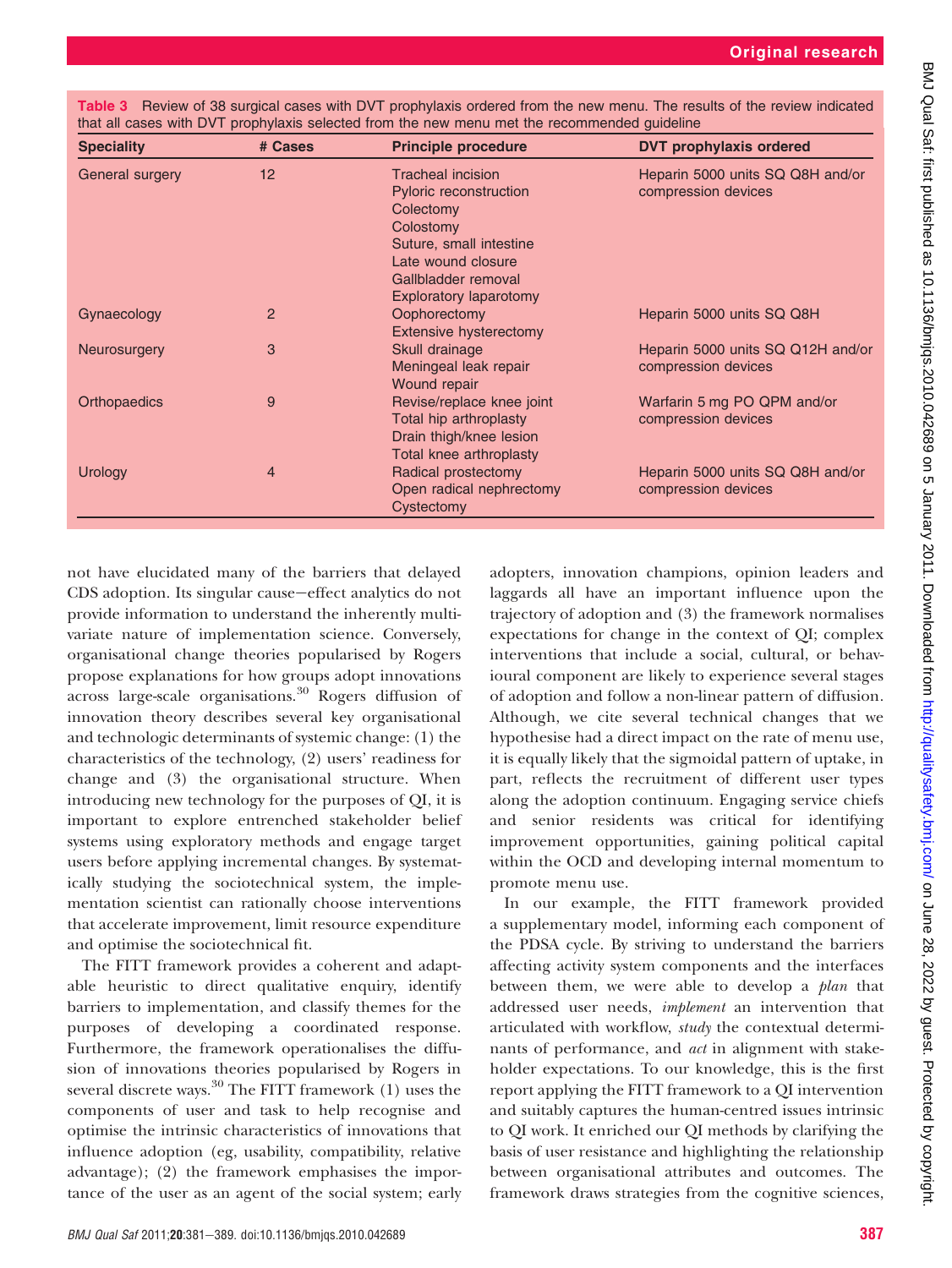**Table 3** Review of 38 surgical cases with DVT prophylaxis ordered from the new menu. The results of the review indicated that all cases with DVT prophylaxis selected from the new menu met the recommended guideline

| Speciality | # Cases | Principle procedure | DVT prophylaxis ordered |
|---|---|---|---|
| General surgery | 12 | Tracheal incision<br>Pyloric reconstruction<br>Colectomy<br>Colostomy<br>Suture, small intestine<br>Late wound closure<br>Gallbladder removal<br>Exploratory laparotomy | Heparin 5000 units SQ Q8H and/or compression devices |
| Gynaecology | 2 | Oophorectomy<br>Extensive hysterectomy | Heparin 5000 units SQ Q8H |
| Neurosurgery | 3 | Skull drainage<br>Meningeal leak repair<br>Wound repair | Heparin 5000 units SQ Q12H and/or compression devices |
| Orthopaedics | 9 | Revise/replace knee joint<br>Total hip arthroplasty<br>Drain thigh/knee lesion<br>Total knee arthroplasty | Warfarin 5 mg PO QPM and/or compression devices |
| Urology | 4 | Radical prostectomy<br>Open radical nephrectomy<br>Cystectomy | Heparin 5000 units SQ Q8H and/or compression devices |

not have elucidated many of the barriers that delayed CDS adoption. Its singular cause–effect analytics do not provide information to understand the inherently multivariate nature of implementation science. Conversely, organisational change theories popularised by Rogers propose explanations for how groups adopt innovations across large-scale organisations.[30] Rogers diffusion of innovation theory describes several key organisational and technologic determinants of systemic change: (1) the characteristics of the technology, (2) users' readiness for change and (3) the organisational structure. When introducing new technology for the purposes of QI, it is important to explore entrenched stakeholder belief systems using exploratory methods and engage target users before applying incremental changes. By systematically studying the sociotechnical system, the implementation scientist can rationally choose interventions that accelerate improvement, limit resource expenditure and optimise the sociotechnical fit.

The FITT framework provides a coherent and adaptable heuristic to direct qualitative enquiry, identify barriers to implementation, and classify themes for the purposes of developing a coordinated response. Furthermore, the framework operationalises the diffusion of innovations theories popularised by Rogers in several discrete ways.[30] The FITT framework (1) uses the components of user and task to help recognise and optimise the intrinsic characteristics of innovations that influence adoption (eg, usability, compatibility, relative advantage); (2) the framework emphasises the importance of the user as an agent of the social system; early adopters, innovation champions, opinion leaders and laggards all have an important influence upon the trajectory of adoption and (3) the framework normalises expectations for change in the context of QI; complex interventions that include a social, cultural, or behavioural component are likely to experience several stages of adoption and follow a non-linear pattern of diffusion. Although, we cite several technical changes that we hypothesise had a direct impact on the rate of menu use, it is equally likely that the sigmoidal pattern of uptake, in part, reflects the recruitment of different user types along the adoption continuum. Engaging service chiefs and senior residents was critical for identifying improvement opportunities, gaining political capital within the OCD and developing internal momentum to promote menu use.

In our example, the FITT framework provided a supplementary model, informing each component of the PDSA cycle. By striving to understand the barriers affecting activity system components and the interfaces between them, we were able to develop a *plan* that addressed user needs, *implement* an intervention that articulated with workflow, *study* the contextual determinants of performance, and *act* in alignment with stakeholder expectations. To our knowledge, this is the first report applying the FITT framework to a QI intervention and suitably captures the human-centred issues intrinsic to QI work. It enriched our QI methods by clarifying the basis of user resistance and highlighting the relationship between organisational attributes and outcomes. The framework draws strategies from the cognitive sciences,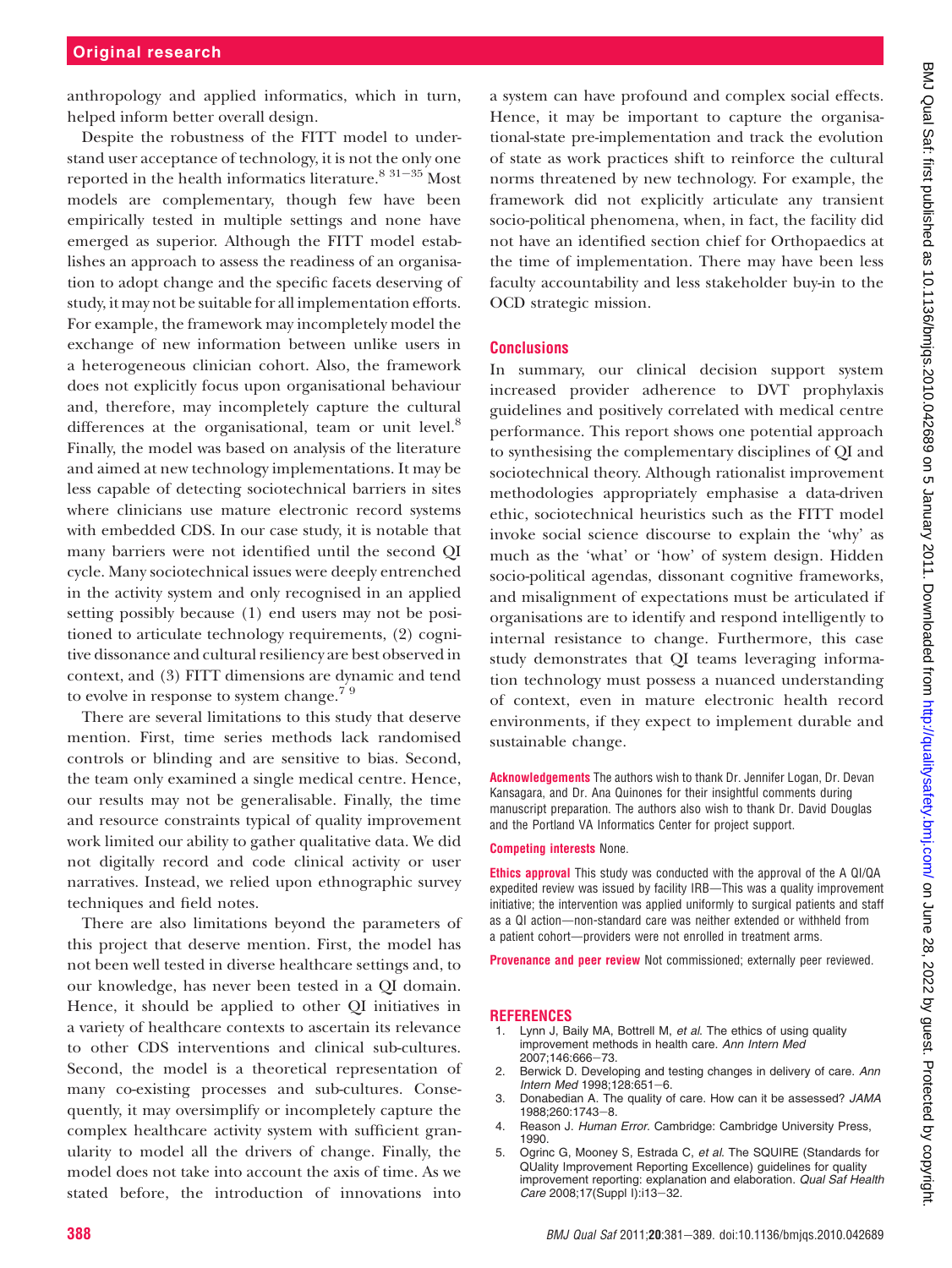anthropology and applied informatics, which in turn, helped inform better overall design.

Despite the robustness of the FITT model to understand user acceptance of technology, it is not the only one reported in the health informatics literature.[8 31–35] Most models are complementary, though few have been empirically tested in multiple settings and none have emerged as superior. Although the FITT model establishes an approach to assess the readiness of an organisation to adopt change and the specific facets deserving of study, it may not be suitable for all implementation efforts. For example, the framework may incompletely model the exchange of new information between unlike users in a heterogeneous clinician cohort. Also, the framework does not explicitly focus upon organisational behaviour and, therefore, may incompletely capture the cultural differences at the organisational, team or unit level.[8] Finally, the model was based on analysis of the literature and aimed at new technology implementations. It may be less capable of detecting sociotechnical barriers in sites where clinicians use mature electronic record systems with embedded CDS. In our case study, it is notable that many barriers were not identified until the second QI cycle. Many sociotechnical issues were deeply entrenched in the activity system and only recognised in an applied setting possibly because (1) end users may not be positioned to articulate technology requirements, (2) cognitive dissonance and cultural resiliency are best observed in context, and (3) FITT dimensions are dynamic and tend to evolve in response to system change.[7 9]

There are several limitations to this study that deserve mention. First, time series methods lack randomised controls or blinding and are sensitive to bias. Second, the team only examined a single medical centre. Hence, our results may not be generalisable. Finally, the time and resource constraints typical of quality improvement work limited our ability to gather qualitative data. We did not digitally record and code clinical activity or user narratives. Instead, we relied upon ethnographic survey techniques and field notes.

There are also limitations beyond the parameters of this project that deserve mention. First, the model has not been well tested in diverse healthcare settings and, to our knowledge, has never been tested in a QI domain. Hence, it should be applied to other QI initiatives in a variety of healthcare contexts to ascertain its relevance to other CDS interventions and clinical sub-cultures. Second, the model is a theoretical representation of many co-existing processes and sub-cultures. Consequently, it may oversimplify or incompletely capture the complex healthcare activity system with sufficient granularity to model all the drivers of change. Finally, the model does not take into account the axis of time. As we stated before, the introduction of innovations into a system can have profound and complex social effects. Hence, it may be important to capture the organisational-state pre-implementation and track the evolution of state as work practices shift to reinforce the cultural norms threatened by new technology. For example, the framework did not explicitly articulate any transient socio-political phenomena, when, in fact, the facility did not have an identified section chief for Orthopaedics at the time of implementation. There may have been less faculty accountability and less stakeholder buy-in to the OCD strategic mission.

## Conclusions

In summary, our clinical decision support system increased provider adherence to DVT prophylaxis guidelines and positively correlated with medical centre performance. This report shows one potential approach to synthesising the complementary disciplines of QI and sociotechnical theory. Although rationalist improvement methodologies appropriately emphasise a data-driven ethic, sociotechnical heuristics such as the FITT model invoke social science discourse to explain the 'why' as much as the 'what' or 'how' of system design. Hidden socio-political agendas, dissonant cognitive frameworks, and misalignment of expectations must be articulated if organisations are to identify and respond intelligently to internal resistance to change. Furthermore, this case study demonstrates that QI teams leveraging information technology must possess a nuanced understanding of context, even in mature electronic health record environments, if they expect to implement durable and sustainable change.

**Acknowledgements** The authors wish to thank Dr. Jennifer Logan, Dr. Devan Kansagara, and Dr. Ana Quinones for their insightful comments during manuscript preparation. The authors also wish to thank Dr. David Douglas and the Portland VA Informatics Center for project support.

**Competing interests** None.

**Ethics approval** This study was conducted with the approval of the A QI/QA expedited review was issued by facility IRB—This was a quality improvement initiative; the intervention was applied uniformly to surgical patients and staff as a QI action—non-standard care was neither extended or withheld from a patient cohort—providers were not enrolled in treatment arms.

**Provenance and peer review** Not commissioned; externally peer reviewed.

## REFERENCES

1. Lynn J, Baily MA, Bottrell M, *et al*. The ethics of using quality improvement methods in health care. *Ann Intern Med* 2007;146:666–73.
2. Berwick D. Developing and testing changes in delivery of care. *Ann Intern Med* 1998;128:651–6.
3. Donabedian A. The quality of care. How can it be assessed? *JAMA* 1988;260:1743–8.
4. Reason J. *Human Error*. Cambridge: Cambridge University Press, 1990.
5. Ogrinc G, Mooney S, Estrada C, *et al*. The SQUIRE (Standards for QUality Improvement Reporting Excellence) guidelines for quality improvement reporting: explanation and elaboration. *Qual Saf Health Care* 2008;17(Suppl I):i13–32.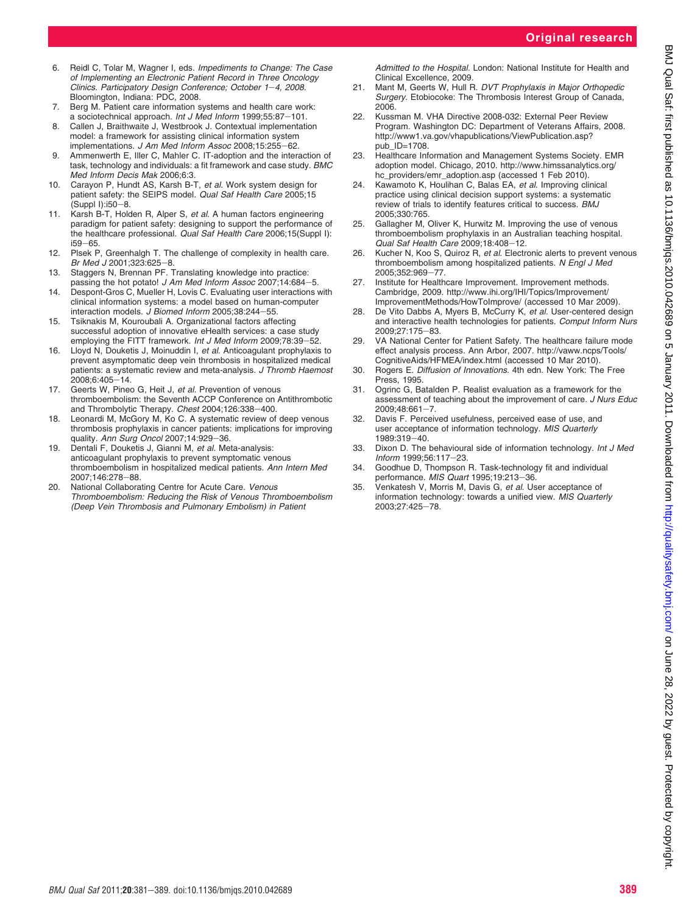6. Reidl C, Tolar M, Wagner I, eds. *Impediments to Change: The Case of Implementing an Electronic Patient Record in Three Oncology Clinics. Participatory Design Conference; October 1–4, 2008*. Bloomington, Indiana: PDC, 2008.
7. Berg M. Patient care information systems and health care work: a sociotechnical approach. *Int J Med Inform* 1999;55:87–101.
8. Callen J, Braithwaite J, Westbrook J. Contextual implementation model: a framework for assisting clinical information system implementations. *J Am Med Inform Assoc* 2008;15:255–62.
9. Ammenwerth E, Iller C, Mahler C. IT-adoption and the interaction of task, technology and individuals: a fit framework and case study. *BMC Med Inform Decis Mak* 2006;6:3.
10. Carayon P, Hundt AS, Karsh B-T, *et al*. Work system design for patient safety: the SEIPS model. *Qual Saf Health Care* 2005;15 (Suppl I):i50–8.
11. Karsh B-T, Holden R, Alper S, *et al*. A human factors engineering paradigm for patient safety: designing to support the performance of the healthcare professional. *Qual Saf Health Care* 2006;15(Suppl I): i59–65.
12. Plsek P, Greenhalgh T. The challenge of complexity in health care. *Br Med J* 2001;323:625–8.
13. Staggers N, Brennan PF. Translating knowledge into practice: passing the hot potato! *J Am Med Inform Assoc* 2007;14:684–5.
14. Despont-Gros C, Mueller H, Lovis C. Evaluating user interactions with clinical information systems: a model based on human-computer interaction models. *J Biomed Inform* 2005;38:244–55.
15. Tsiknakis M, Kouroubali A. Organizational factors affecting successful adoption of innovative eHealth services: a case study employing the FITT framework. *Int J Med Inform* 2009;78:39–52.
16. Lloyd N, Douketis J, Moinuddin I, *et al*. Anticoagulant prophylaxis to prevent asymptomatic deep vein thrombosis in hospitalized medical patients: a systematic review and meta-analysis. *J Thromb Haemost* 2008;6:405–14.
17. Geerts W, Pineo G, Heit J, *et al*. Prevention of venous thromboembolism: the Seventh ACCP Conference on Antithrombotic and Thrombolytic Therapy. *Chest* 2004;126:338–400.
18. Leonardi M, McGory M, Ko C. A systematic review of deep venous thrombosis prophylaxis in cancer patients: implications for improving quality. *Ann Surg Oncol* 2007;14:929–36.
19. Dentali F, Douketis J, Gianni M, *et al*. Meta-analysis: anticoagulant prophylaxis to prevent symptomatic venous thromboembolism in hospitalized medical patients. *Ann Intern Med* 2007;146:278–88.
20. National Collaborating Centre for Acute Care. *Venous Thromboembolism: Reducing the Risk of Venous Thromboembolism (Deep Vein Thrombosis and Pulmonary Embolism) in Patient Admitted to the Hospital*. London: National Institute for Health and Clinical Excellence, 2009.
21. Mant M, Geerts W, Hull R. *DVT Prophylaxis in Major Orthopedic Surgery*. Etobiocoke: The Thrombosis Interest Group of Canada, 2006.
22. Kussman M. VHA Directive 2008-032: External Peer Review Program. Washington DC: Department of Veterans Affairs, 2008. http://www1.va.gov/vhapublications/ViewPublication.asp?pub_ID=1708.
23. Healthcare Information and Management Systems Society. EMR adoption model. Chicago, 2010. http://www.himssanalytics.org/hc_providers/emr_adoption.asp (accessed 1 Feb 2010).
24. Kawamoto K, Houlihan C, Balas EA, *et al*. Improving clinical practice using clinical decision support systems: a systematic review of trials to identify features critical to success. *BMJ* 2005;330:765.
25. Gallagher M, Oliver K, Hurwitz M. Improving the use of venous thromboembolism prophylaxis in an Australian teaching hospital. *Qual Saf Health Care* 2009;18:408–12.
26. Kucher N, Koo S, Quiroz R, *et al*. Electronic alerts to prevent venous thromboembolism among hospitalized patients. *N Engl J Med* 2005;352:969–77.
27. Institute for Healthcare Improvement. Improvement methods. Cambridge, 2009. http://www.ihi.org/IHI/Topics/Improvement/ImprovementMethods/HowToImprove/ (accessed 10 Mar 2009).
28. De Vito Dabbs A, Myers B, McCurry K, *et al*. User-centered design and interactive health technologies for patients. *Comput Inform Nurs* 2009;27:175–83.
29. VA National Center for Patient Safety. The healthcare failure mode effect analysis process. Ann Arbor, 2007. http://vaww.ncps/Tools/CognitiveAids/HFMEA/index.html (accessed 10 Mar 2010).
30. Rogers E. *Diffusion of Innovations*. 4th edn. New York: The Free Press, 1995.
31. Ogrinc G, Batalden P. Realist evaluation as a framework for the assessment of teaching about the improvement of care. *J Nurs Educ* 2009;48:661–7.
32. Davis F. Perceived usefulness, perceived ease of use, and user acceptance of information technology. *MIS Quarterly* 1989:319–40.
33. Dixon D. The behavioural side of information technology. *Int J Med Inform* 1999;56:117–23.
34. Goodhue D, Thompson R. Task-technology fit and individual performance. *MIS Quart* 1995;19:213–36.
35. Venkatesh V, Morris M, Davis G, *et al*. User acceptance of information technology: towards a unified view. *MIS Quarterly* 2003;27:425–78.